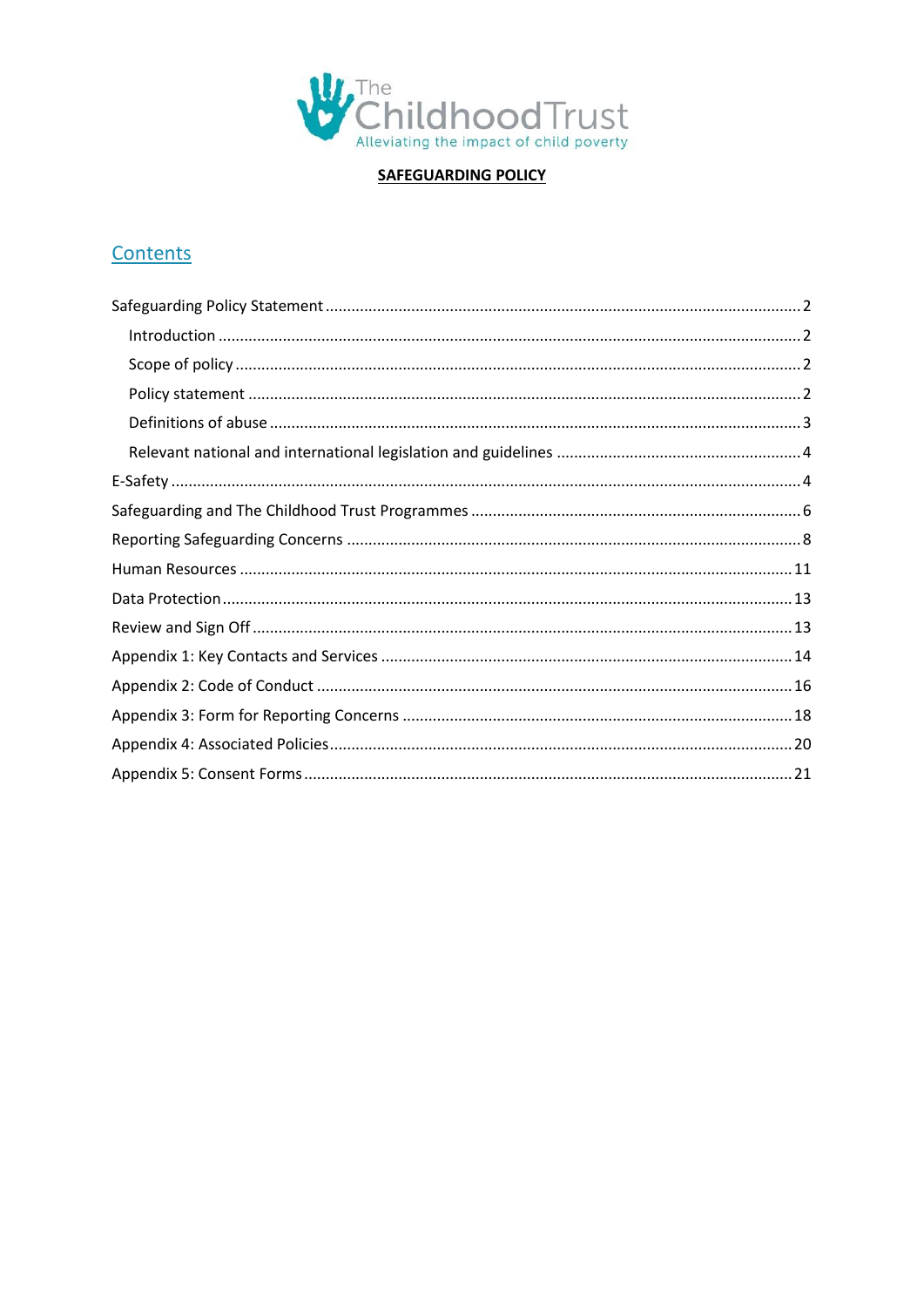The Childhood Trust
Alleviating the impact of child poverty

**SAFEGUARDING POLICY**

## Contents

- Safeguarding Policy Statement ............ 2
  - Introduction ............ 2
  - Scope of policy ............ 2
  - Policy statement ............ 2
  - Definitions of abuse ............ 3
  - Relevant national and international legislation and guidelines ............ 4
- E-Safety ............ 4
- Safeguarding and The Childhood Trust Programmes ............ 6
- Reporting Safeguarding Concerns ............ 8
- Human Resources ............ 11
- Data Protection ............ 13
- Review and Sign Off ............ 13
- Appendix 1: Key Contacts and Services ............ 14
- Appendix 2: Code of Conduct ............ 16
- Appendix 3: Form for Reporting Concerns ............ 18
- Appendix 4: Associated Policies ............ 20
- Appendix 5: Consent Forms ............ 21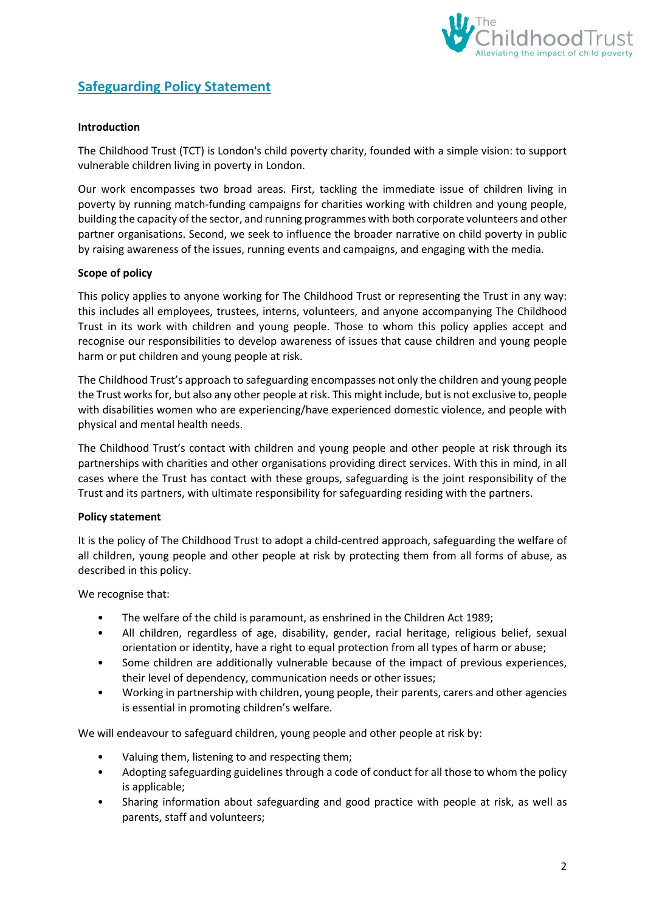## Safeguarding Policy Statement

**Introduction**

The Childhood Trust (TCT) is London's child poverty charity, founded with a simple vision: to support vulnerable children living in poverty in London.

Our work encompasses two broad areas. First, tackling the immediate issue of children living in poverty by running match-funding campaigns for charities working with children and young people, building the capacity of the sector, and running programmes with both corporate volunteers and other partner organisations. Second, we seek to influence the broader narrative on child poverty in public by raising awareness of the issues, running events and campaigns, and engaging with the media.

**Scope of policy**

This policy applies to anyone working for The Childhood Trust or representing the Trust in any way: this includes all employees, trustees, interns, volunteers, and anyone accompanying The Childhood Trust in its work with children and young people. Those to whom this policy applies accept and recognise our responsibilities to develop awareness of issues that cause children and young people harm or put children and young people at risk.

The Childhood Trust's approach to safeguarding encompasses not only the children and young people the Trust works for, but also any other people at risk. This might include, but is not exclusive to, people with disabilities women who are experiencing/have experienced domestic violence, and people with physical and mental health needs.

The Childhood Trust's contact with children and young people and other people at risk through its partnerships with charities and other organisations providing direct services. With this in mind, in all cases where the Trust has contact with these groups, safeguarding is the joint responsibility of the Trust and its partners, with ultimate responsibility for safeguarding residing with the partners.

**Policy statement**

It is the policy of The Childhood Trust to adopt a child-centred approach, safeguarding the welfare of all children, young people and other people at risk by protecting them from all forms of abuse, as described in this policy.

We recognise that:

- The welfare of the child is paramount, as enshrined in the Children Act 1989;
- All children, regardless of age, disability, gender, racial heritage, religious belief, sexual orientation or identity, have a right to equal protection from all types of harm or abuse;
- Some children are additionally vulnerable because of the impact of previous experiences, their level of dependency, communication needs or other issues;
- Working in partnership with children, young people, their parents, carers and other agencies is essential in promoting children's welfare.

We will endeavour to safeguard children, young people and other people at risk by:

- Valuing them, listening to and respecting them;
- Adopting safeguarding guidelines through a code of conduct for all those to whom the policy is applicable;
- Sharing information about safeguarding and good practice with people at risk, as well as parents, staff and volunteers;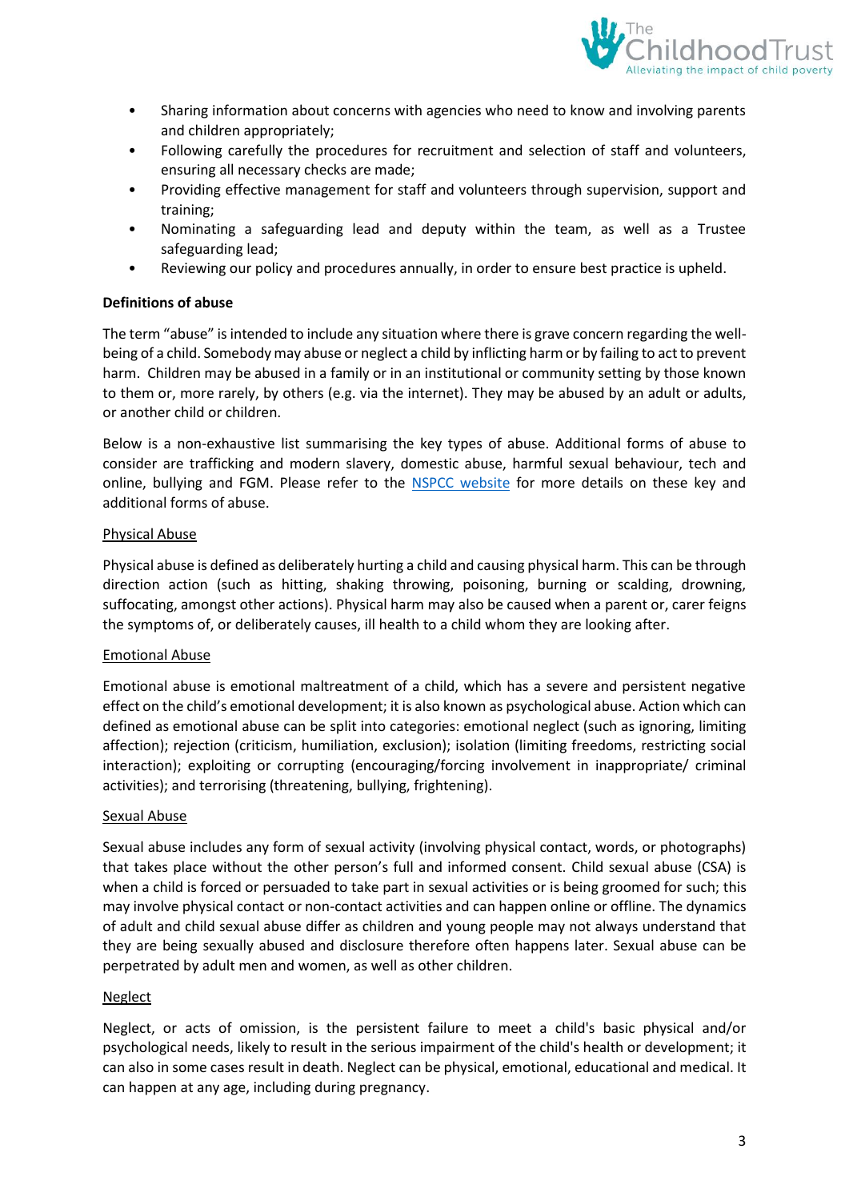- Sharing information about concerns with agencies who need to know and involving parents and children appropriately;
- Following carefully the procedures for recruitment and selection of staff and volunteers, ensuring all necessary checks are made;
- Providing effective management for staff and volunteers through supervision, support and training;
- Nominating a safeguarding lead and deputy within the team, as well as a Trustee safeguarding lead;
- Reviewing our policy and procedures annually, in order to ensure best practice is upheld.

**Definitions of abuse**

The term "abuse" is intended to include any situation where there is grave concern regarding the well-being of a child. Somebody may abuse or neglect a child by inflicting harm or by failing to act to prevent harm. Children may be abused in a family or in an institutional or community setting by those known to them or, more rarely, by others (e.g. via the internet). They may be abused by an adult or adults, or another child or children.

Below is a non-exhaustive list summarising the key types of abuse. Additional forms of abuse to consider are trafficking and modern slavery, domestic abuse, harmful sexual behaviour, tech and online, bullying and FGM. Please refer to the NSPCC website for more details on these key and additional forms of abuse.

Physical Abuse

Physical abuse is defined as deliberately hurting a child and causing physical harm. This can be through direction action (such as hitting, shaking throwing, poisoning, burning or scalding, drowning, suffocating, amongst other actions). Physical harm may also be caused when a parent or, carer feigns the symptoms of, or deliberately causes, ill health to a child whom they are looking after.

Emotional Abuse

Emotional abuse is emotional maltreatment of a child, which has a severe and persistent negative effect on the child's emotional development; it is also known as psychological abuse. Action which can defined as emotional abuse can be split into categories: emotional neglect (such as ignoring, limiting affection); rejection (criticism, humiliation, exclusion); isolation (limiting freedoms, restricting social interaction); exploiting or corrupting (encouraging/forcing involvement in inappropriate/ criminal activities); and terrorising (threatening, bullying, frightening).

Sexual Abuse

Sexual abuse includes any form of sexual activity (involving physical contact, words, or photographs) that takes place without the other person's full and informed consent. Child sexual abuse (CSA) is when a child is forced or persuaded to take part in sexual activities or is being groomed for such; this may involve physical contact or non-contact activities and can happen online or offline. The dynamics of adult and child sexual abuse differ as children and young people may not always understand that they are being sexually abused and disclosure therefore often happens later. Sexual abuse can be perpetrated by adult men and women, as well as other children.

Neglect

Neglect, or acts of omission, is the persistent failure to meet a child's basic physical and/or psychological needs, likely to result in the serious impairment of the child's health or development; it can also in some cases result in death. Neglect can be physical, emotional, educational and medical. It can happen at any age, including during pregnancy.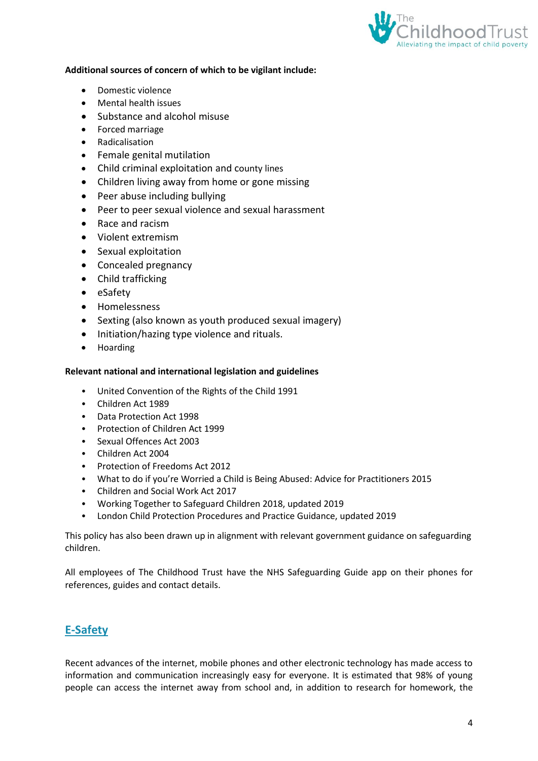**Additional sources of concern of which to be vigilant include:**

- Domestic violence
- Mental health issues
- Substance and alcohol misuse
- Forced marriage
- Radicalisation
- Female genital mutilation
- Child criminal exploitation and county lines
- Children living away from home or gone missing
- Peer abuse including bullying
- Peer to peer sexual violence and sexual harassment
- Race and racism
- Violent extremism
- Sexual exploitation
- Concealed pregnancy
- Child trafficking
- eSafety
- Homelessness
- Sexting (also known as youth produced sexual imagery)
- Initiation/hazing type violence and rituals.
- Hoarding

**Relevant national and international legislation and guidelines**

- United Convention of the Rights of the Child 1991
- Children Act 1989
- Data Protection Act 1998
- Protection of Children Act 1999
- Sexual Offences Act 2003
- Children Act 2004
- Protection of Freedoms Act 2012
- What to do if you're Worried a Child is Being Abused: Advice for Practitioners 2015
- Children and Social Work Act 2017
- Working Together to Safeguard Children 2018, updated 2019
- London Child Protection Procedures and Practice Guidance, updated 2019

This policy has also been drawn up in alignment with relevant government guidance on safeguarding children.

All employees of The Childhood Trust have the NHS Safeguarding Guide app on their phones for references, guides and contact details.

## E-Safety

Recent advances of the internet, mobile phones and other electronic technology has made access to information and communication increasingly easy for everyone. It is estimated that 98% of young people can access the internet away from school and, in addition to research for homework, the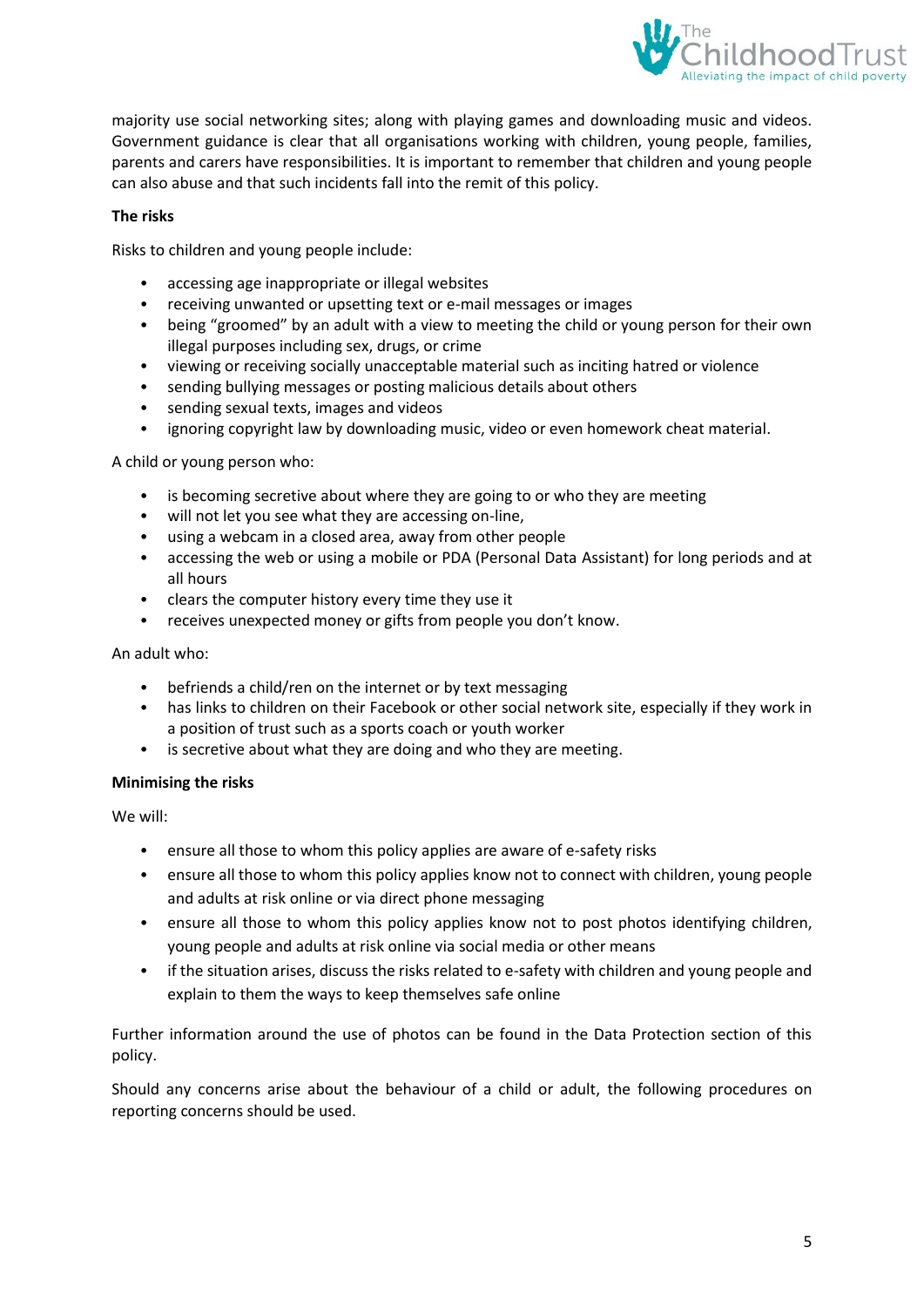majority use social networking sites; along with playing games and downloading music and videos. Government guidance is clear that all organisations working with children, young people, families, parents and carers have responsibilities. It is important to remember that children and young people can also abuse and that such incidents fall into the remit of this policy.

**The risks**

Risks to children and young people include:

- accessing age inappropriate or illegal websites
- receiving unwanted or upsetting text or e-mail messages or images
- being "groomed" by an adult with a view to meeting the child or young person for their own illegal purposes including sex, drugs, or crime
- viewing or receiving socially unacceptable material such as inciting hatred or violence
- sending bullying messages or posting malicious details about others
- sending sexual texts, images and videos
- ignoring copyright law by downloading music, video or even homework cheat material.

A child or young person who:

- is becoming secretive about where they are going to or who they are meeting
- will not let you see what they are accessing on-line,
- using a webcam in a closed area, away from other people
- accessing the web or using a mobile or PDA (Personal Data Assistant) for long periods and at all hours
- clears the computer history every time they use it
- receives unexpected money or gifts from people you don't know.

An adult who:

- befriends a child/ren on the internet or by text messaging
- has links to children on their Facebook or other social network site, especially if they work in a position of trust such as a sports coach or youth worker
- is secretive about what they are doing and who they are meeting.

**Minimising the risks**

We will:

- ensure all those to whom this policy applies are aware of e-safety risks
- ensure all those to whom this policy applies know not to connect with children, young people and adults at risk online or via direct phone messaging
- ensure all those to whom this policy applies know not to post photos identifying children, young people and adults at risk online via social media or other means
- if the situation arises, discuss the risks related to e-safety with children and young people and explain to them the ways to keep themselves safe online

Further information around the use of photos can be found in the Data Protection section of this policy.

Should any concerns arise about the behaviour of a child or adult, the following procedures on reporting concerns should be used.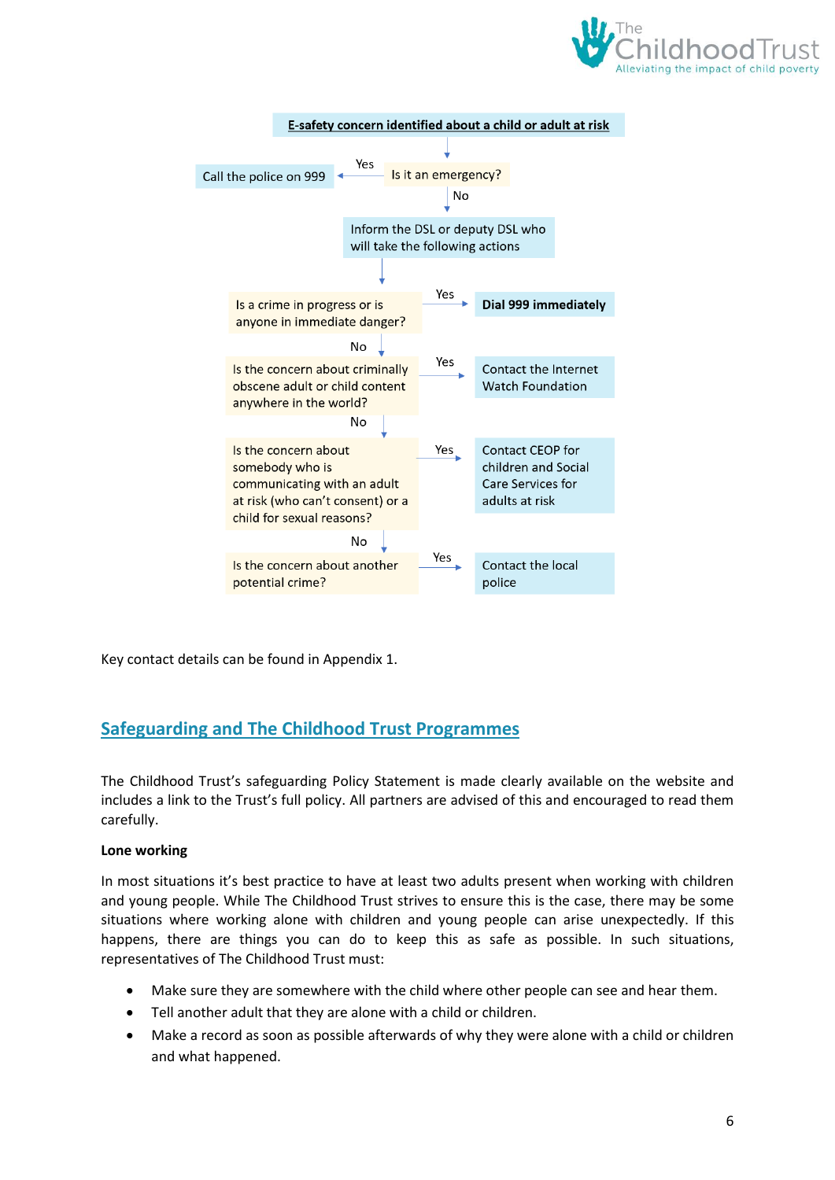**E-safety concern identified about a child or adult at risk**

- Is it an emergency?
  - Yes → Call the police on 999
  - No → Inform the DSL or deputy DSL who will take the following actions

- Is a crime in progress or is anyone in immediate danger?
  - Yes → **Dial 999 immediately**
  - No ↓
- Is the concern about criminally obscene adult or child content anywhere in the world?
  - Yes → Contact the Internet Watch Foundation
  - No ↓
- Is the concern about somebody who is communicating with an adult at risk (who can't consent) or a child for sexual reasons?
  - Yes → Contact CEOP for children and Social Care Services for adults at risk
  - No ↓
- Is the concern about another potential crime?
  - Yes → Contact the local police

Key contact details can be found in Appendix 1.

## Safeguarding and The Childhood Trust Programmes

The Childhood Trust's safeguarding Policy Statement is made clearly available on the website and includes a link to the Trust's full policy. All partners are advised of this and encouraged to read them carefully.

**Lone working**

In most situations it's best practice to have at least two adults present when working with children and young people. While The Childhood Trust strives to ensure this is the case, there may be some situations where working alone with children and young people can arise unexpectedly. If this happens, there are things you can do to keep this as safe as possible. In such situations, representatives of The Childhood Trust must:

- Make sure they are somewhere with the child where other people can see and hear them.
- Tell another adult that they are alone with a child or children.
- Make a record as soon as possible afterwards of why they were alone with a child or children and what happened.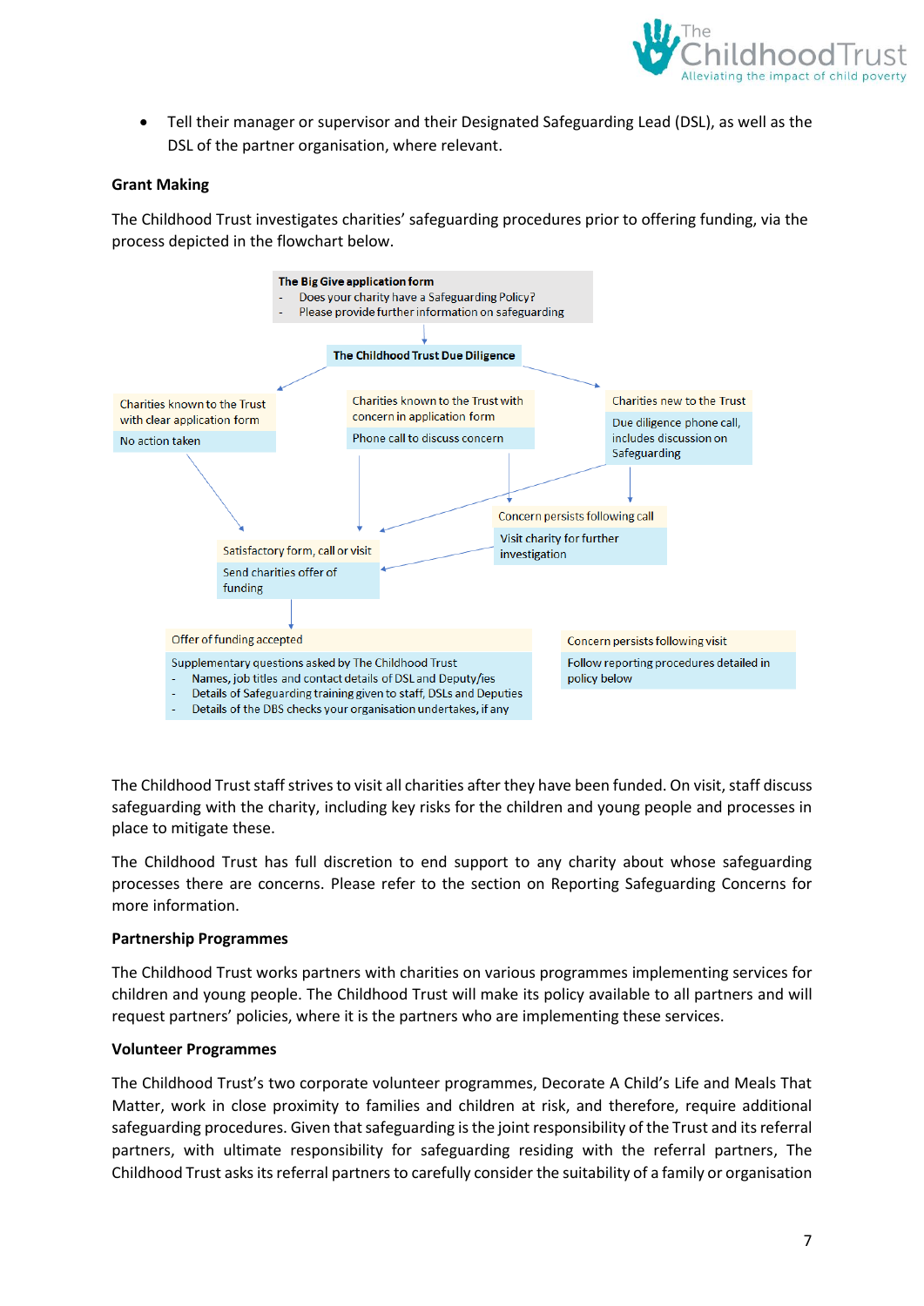- Tell their manager or supervisor and their Designated Safeguarding Lead (DSL), as well as the DSL of the partner organisation, where relevant.

**Grant Making**

The Childhood Trust investigates charities' safeguarding procedures prior to offering funding, via the process depicted in the flowchart below.

**The Big Give application form**
- Does your charity have a Safeguarding Policy?
- Please provide further information on safeguarding

**The Childhood Trust Due Diligence**

Charities known to the Trust with clear application form
No action taken

Charities known to the Trust with concern in application form
Phone call to discuss concern

Charities new to the Trust
Due diligence phone call, includes discussion on Safeguarding

Concern persists following call
Visit charity for further investigation

Satisfactory form, call or visit
Send charities offer of funding

Offer of funding accepted
Supplementary questions asked by The Childhood Trust
- Names, job titles and contact details of DSL and Deputy/ies
- Details of Safeguarding training given to staff, DSLs and Deputies
- Details of the DBS checks your organisation undertakes, if any

Concern persists following visit
Follow reporting procedures detailed in policy below

The Childhood Trust staff strives to visit all charities after they have been funded. On visit, staff discuss safeguarding with the charity, including key risks for the children and young people and processes in place to mitigate these.

The Childhood Trust has full discretion to end support to any charity about whose safeguarding processes there are concerns. Please refer to the section on Reporting Safeguarding Concerns for more information.

**Partnership Programmes**

The Childhood Trust works partners with charities on various programmes implementing services for children and young people. The Childhood Trust will make its policy available to all partners and will request partners' policies, where it is the partners who are implementing these services.

**Volunteer Programmes**

The Childhood Trust's two corporate volunteer programmes, Decorate A Child's Life and Meals That Matter, work in close proximity to families and children at risk, and therefore, require additional safeguarding procedures. Given that safeguarding is the joint responsibility of the Trust and its referral partners, with ultimate responsibility for safeguarding residing with the referral partners, The Childhood Trust asks its referral partners to carefully consider the suitability of a family or organisation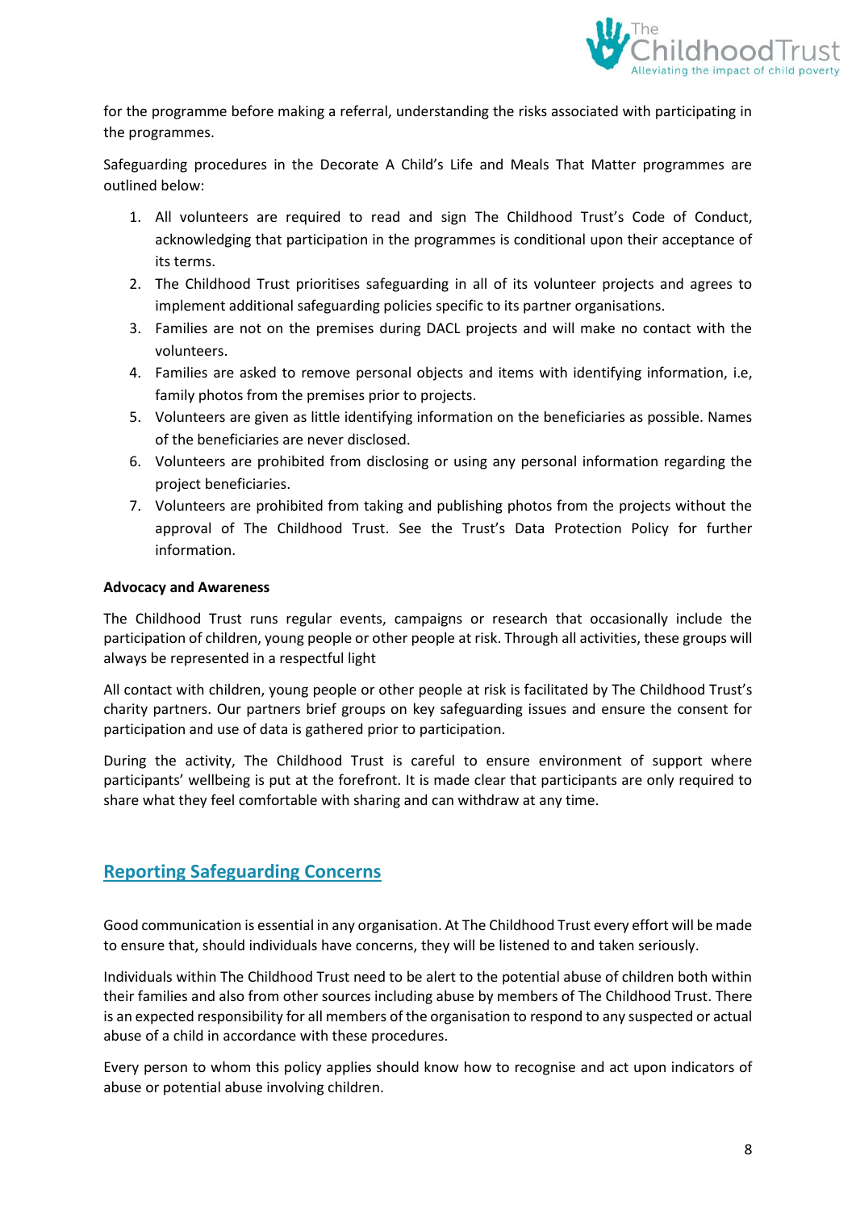for the programme before making a referral, understanding the risks associated with participating in the programmes.

Safeguarding procedures in the Decorate A Child's Life and Meals That Matter programmes are outlined below:

1. All volunteers are required to read and sign The Childhood Trust's Code of Conduct, acknowledging that participation in the programmes is conditional upon their acceptance of its terms.
2. The Childhood Trust prioritises safeguarding in all of its volunteer projects and agrees to implement additional safeguarding policies specific to its partner organisations.
3. Families are not on the premises during DACL projects and will make no contact with the volunteers.
4. Families are asked to remove personal objects and items with identifying information, i.e, family photos from the premises prior to projects.
5. Volunteers are given as little identifying information on the beneficiaries as possible. Names of the beneficiaries are never disclosed.
6. Volunteers are prohibited from disclosing or using any personal information regarding the project beneficiaries.
7. Volunteers are prohibited from taking and publishing photos from the projects without the approval of The Childhood Trust. See the Trust's Data Protection Policy for further information.

**Advocacy and Awareness**

The Childhood Trust runs regular events, campaigns or research that occasionally include the participation of children, young people or other people at risk. Through all activities, these groups will always be represented in a respectful light

All contact with children, young people or other people at risk is facilitated by The Childhood Trust's charity partners. Our partners brief groups on key safeguarding issues and ensure the consent for participation and use of data is gathered prior to participation.

During the activity, The Childhood Trust is careful to ensure environment of support where participants' wellbeing is put at the forefront. It is made clear that participants are only required to share what they feel comfortable with sharing and can withdraw at any time.

## Reporting Safeguarding Concerns

Good communication is essential in any organisation. At The Childhood Trust every effort will be made to ensure that, should individuals have concerns, they will be listened to and taken seriously.

Individuals within The Childhood Trust need to be alert to the potential abuse of children both within their families and also from other sources including abuse by members of The Childhood Trust. There is an expected responsibility for all members of the organisation to respond to any suspected or actual abuse of a child in accordance with these procedures.

Every person to whom this policy applies should know how to recognise and act upon indicators of abuse or potential abuse involving children.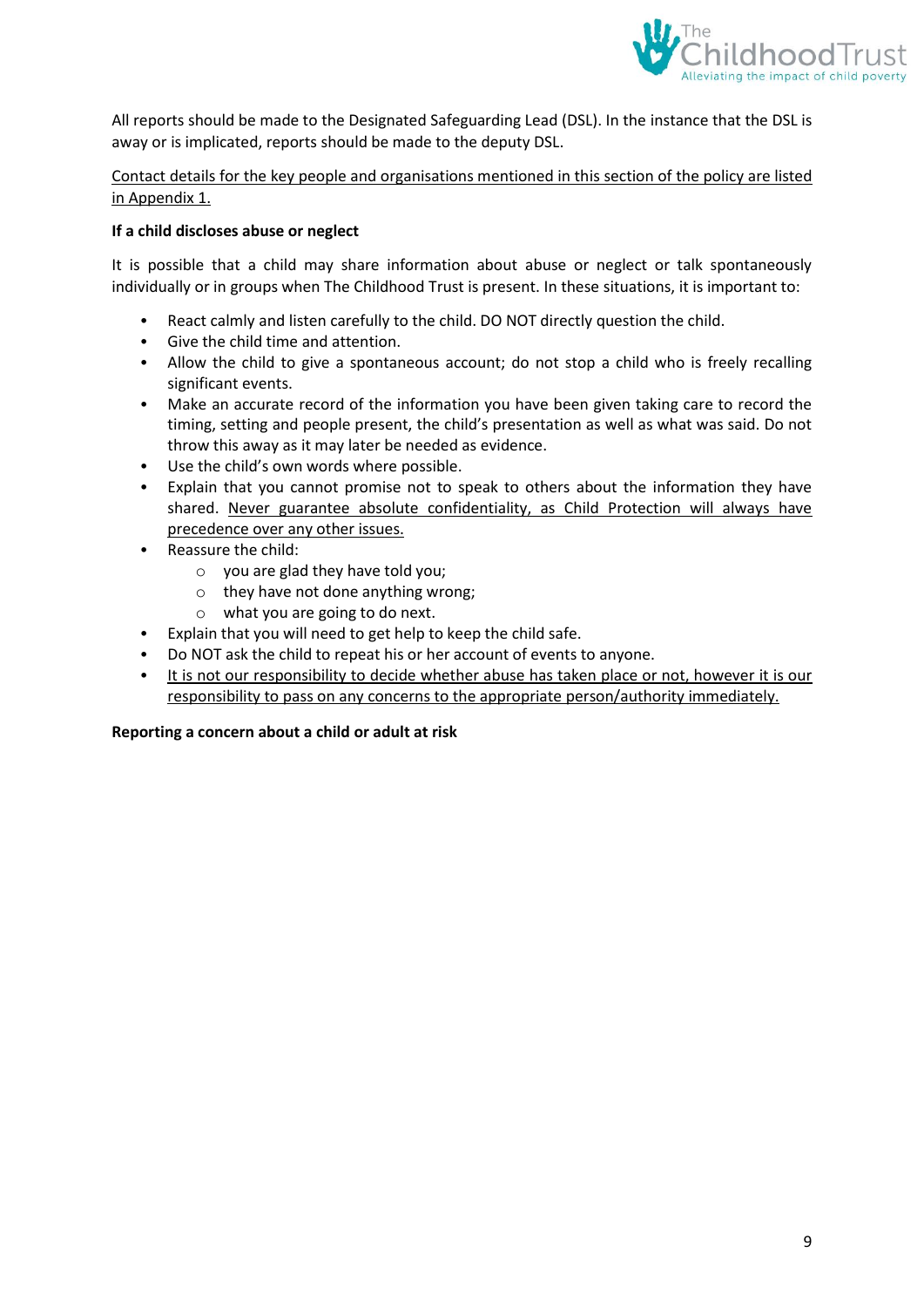All reports should be made to the Designated Safeguarding Lead (DSL). In the instance that the DSL is away or is implicated, reports should be made to the deputy DSL.

<u>Contact details for the key people and organisations mentioned in this section of the policy are listed in Appendix 1.</u>

**If a child discloses abuse or neglect**

It is possible that a child may share information about abuse or neglect or talk spontaneously individually or in groups when The Childhood Trust is present. In these situations, it is important to:

- React calmly and listen carefully to the child. DO NOT directly question the child.
- Give the child time and attention.
- Allow the child to give a spontaneous account; do not stop a child who is freely recalling significant events.
- Make an accurate record of the information you have been given taking care to record the timing, setting and people present, the child's presentation as well as what was said. Do not throw this away as it may later be needed as evidence.
- Use the child's own words where possible.
- Explain that you cannot promise not to speak to others about the information they have shared. <u>Never guarantee absolute confidentiality, as Child Protection will always have precedence over any other issues.</u>
- Reassure the child:
  - you are glad they have told you;
  - they have not done anything wrong;
  - what you are going to do next.
- Explain that you will need to get help to keep the child safe.
- Do NOT ask the child to repeat his or her account of events to anyone.
- <u>It is not our responsibility to decide whether abuse has taken place or not, however it is our responsibility to pass on any concerns to the appropriate person/authority immediately.</u>

**Reporting a concern about a child or adult at risk**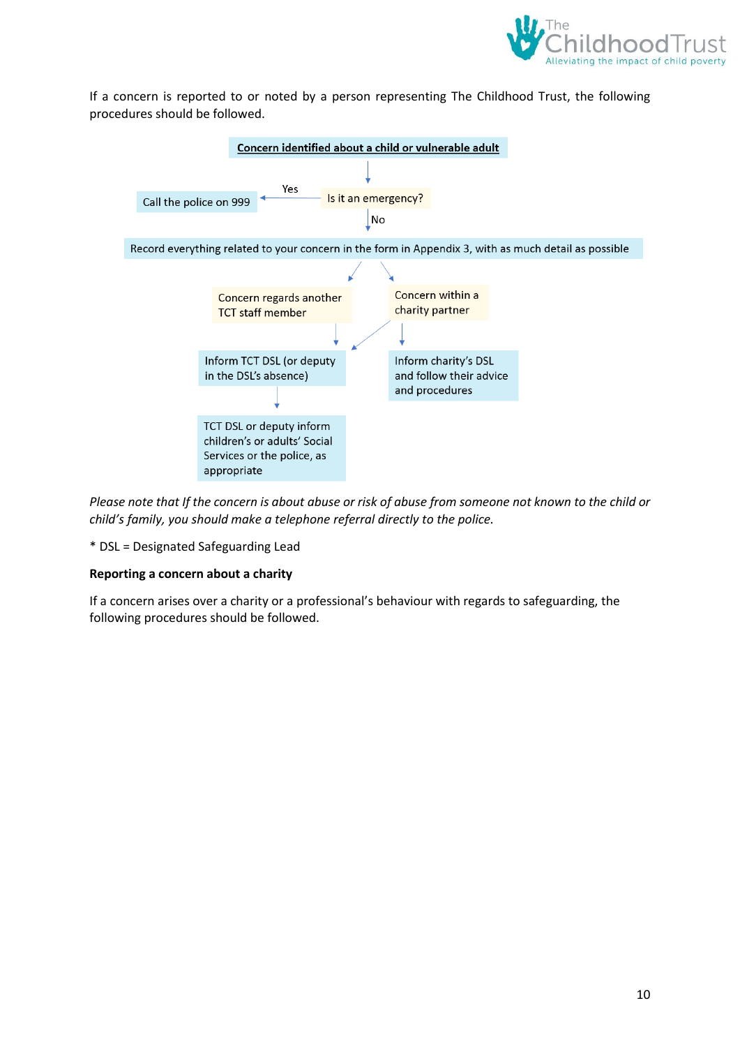If a concern is reported to or noted by a person representing The Childhood Trust, the following procedures should be followed.

**Concern identified about a child or vulnerable adult**

Is it an emergency?

- Yes → Call the police on 999
- No → Record everything related to your concern in the form in Appendix 3, with as much detail as possible

Concern regards another TCT staff member → Inform TCT DSL (or deputy in the DSL's absence) → TCT DSL or deputy inform children's or adults' Social Services or the police, as appropriate

Concern within a charity partner → Inform charity's DSL and follow their advice and procedures; Inform TCT DSL (or deputy in the DSL's absence)

*Please note that If the concern is about abuse or risk of abuse from someone not known to the child or child's family, you should make a telephone referral directly to the police.*

* DSL = Designated Safeguarding Lead

**Reporting a concern about a charity**

If a concern arises over a charity or a professional's behaviour with regards to safeguarding, the following procedures should be followed.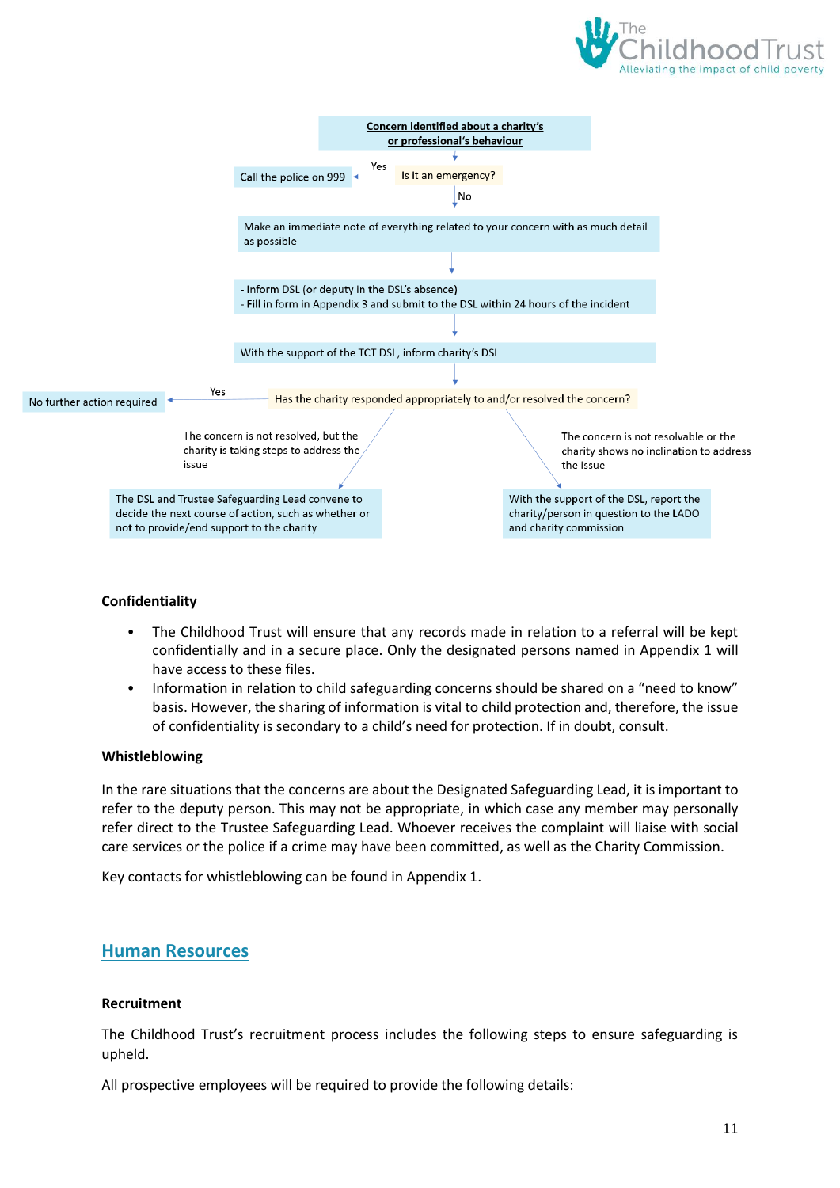**Concern identified about a charity's or professional's behaviour**

Is it an emergency?

- Yes → Call the police on 999
- No → Make an immediate note of everything related to your concern with as much detail as possible

↓

- Inform DSL (or deputy in the DSL's absence)
- Fill in form in Appendix 3 and submit to the DSL within 24 hours of the incident

↓

With the support of the TCT DSL, inform charity's DSL

↓

Has the charity responded appropriately to and/or resolved the concern?

- Yes → No further action required
- The concern is not resolved, but the charity is taking steps to address the issue → The DSL and Trustee Safeguarding Lead convene to decide the next course of action, such as whether or not to provide/end support to the charity
- The concern is not resolvable or the charity shows no inclination to address the issue → With the support of the DSL, report the charity/person in question to the LADO and charity commission

### Confidentiality

- The Childhood Trust will ensure that any records made in relation to a referral will be kept confidentially and in a secure place. Only the designated persons named in Appendix 1 will have access to these files.
- Information in relation to child safeguarding concerns should be shared on a "need to know" basis. However, the sharing of information is vital to child protection and, therefore, the issue of confidentiality is secondary to a child's need for protection. If in doubt, consult.

### Whistleblowing

In the rare situations that the concerns are about the Designated Safeguarding Lead, it is important to refer to the deputy person. This may not be appropriate, in which case any member may personally refer direct to the Trustee Safeguarding Lead. Whoever receives the complaint will liaise with social care services or the police if a crime may have been committed, as well as the Charity Commission.

Key contacts for whistleblowing can be found in Appendix 1.

## Human Resources

### Recruitment

The Childhood Trust's recruitment process includes the following steps to ensure safeguarding is upheld.

All prospective employees will be required to provide the following details: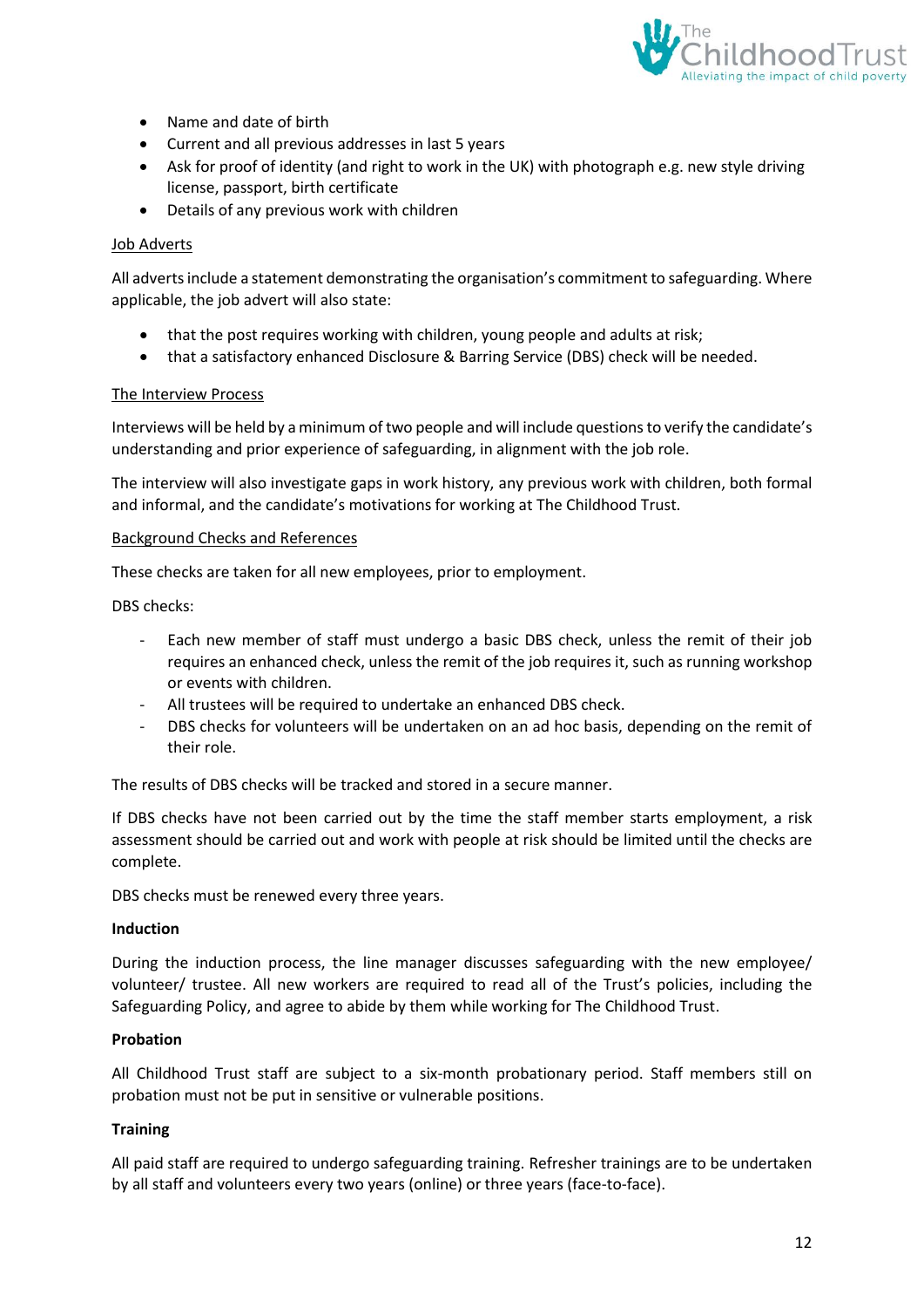- Name and date of birth
- Current and all previous addresses in last 5 years
- Ask for proof of identity (and right to work in the UK) with photograph e.g. new style driving license, passport, birth certificate
- Details of any previous work with children

Job Adverts

All adverts include a statement demonstrating the organisation's commitment to safeguarding. Where applicable, the job advert will also state:

- that the post requires working with children, young people and adults at risk;
- that a satisfactory enhanced Disclosure & Barring Service (DBS) check will be needed.

The Interview Process

Interviews will be held by a minimum of two people and will include questions to verify the candidate's understanding and prior experience of safeguarding, in alignment with the job role.

The interview will also investigate gaps in work history, any previous work with children, both formal and informal, and the candidate's motivations for working at The Childhood Trust.

Background Checks and References

These checks are taken for all new employees, prior to employment.

DBS checks:

- Each new member of staff must undergo a basic DBS check, unless the remit of their job requires an enhanced check, unless the remit of the job requires it, such as running workshop or events with children.
- All trustees will be required to undertake an enhanced DBS check.
- DBS checks for volunteers will be undertaken on an ad hoc basis, depending on the remit of their role.

The results of DBS checks will be tracked and stored in a secure manner.

If DBS checks have not been carried out by the time the staff member starts employment, a risk assessment should be carried out and work with people at risk should be limited until the checks are complete.

DBS checks must be renewed every three years.

**Induction**

During the induction process, the line manager discusses safeguarding with the new employee/ volunteer/ trustee. All new workers are required to read all of the Trust's policies, including the Safeguarding Policy, and agree to abide by them while working for The Childhood Trust.

**Probation**

All Childhood Trust staff are subject to a six-month probationary period. Staff members still on probation must not be put in sensitive or vulnerable positions.

**Training**

All paid staff are required to undergo safeguarding training. Refresher trainings are to be undertaken by all staff and volunteers every two years (online) or three years (face-to-face).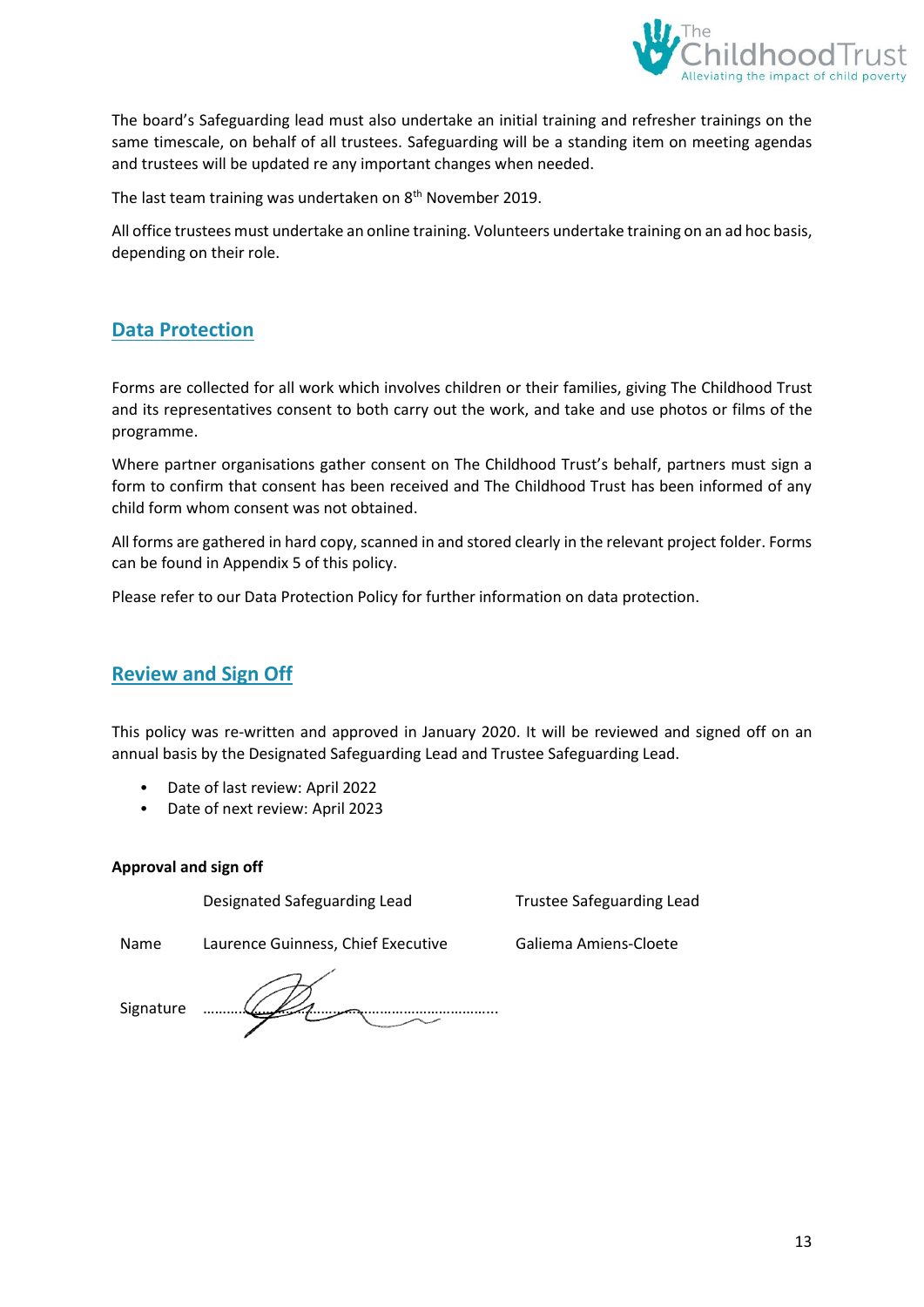The board's Safeguarding lead must also undertake an initial training and refresher trainings on the same timescale, on behalf of all trustees. Safeguarding will be a standing item on meeting agendas and trustees will be updated re any important changes when needed.

The last team training was undertaken on 8th November 2019.

All office trustees must undertake an online training. Volunteers undertake training on an ad hoc basis, depending on their role.

## Data Protection

Forms are collected for all work which involves children or their families, giving The Childhood Trust and its representatives consent to both carry out the work, and take and use photos or films of the programme.

Where partner organisations gather consent on The Childhood Trust's behalf, partners must sign a form to confirm that consent has been received and The Childhood Trust has been informed of any child form whom consent was not obtained.

All forms are gathered in hard copy, scanned in and stored clearly in the relevant project folder. Forms can be found in Appendix 5 of this policy.

Please refer to our Data Protection Policy for further information on data protection.

## Review and Sign Off

This policy was re-written and approved in January 2020. It will be reviewed and signed off on an annual basis by the Designated Safeguarding Lead and Trustee Safeguarding Lead.

- Date of last review: April 2022
- Date of next review: April 2023

**Approval and sign off**

| | Designated Safeguarding Lead | Trustee Safeguarding Lead |
|---|---|---|
| Name | Laurence Guinness, Chief Executive | Galiema Amiens-Cloete |
| Signature | ………………………………………………………… | |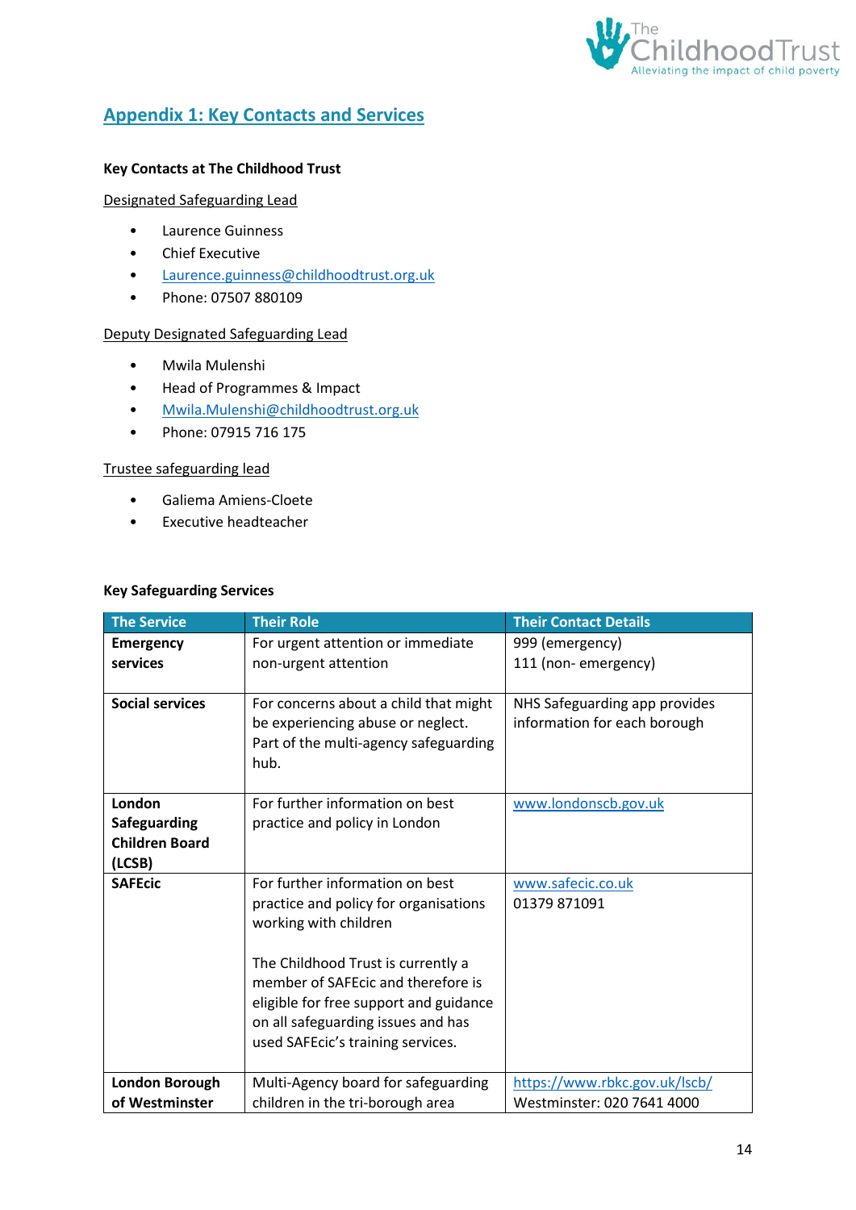## Appendix 1: Key Contacts and Services

**Key Contacts at The Childhood Trust**

Designated Safeguarding Lead

- Laurence Guinness
- Chief Executive
- Laurence.guinness@childhoodtrust.org.uk
- Phone: 07507 880109

Deputy Designated Safeguarding Lead

- Mwila Mulenshi
- Head of Programmes & Impact
- Mwila.Mulenshi@childhoodtrust.org.uk
- Phone: 07915 716 175

Trustee safeguarding lead

- Galiema Amiens-Cloete
- Executive headteacher

**Key Safeguarding Services**

| The Service | Their Role | Their Contact Details |
| --- | --- | --- |
| **Emergency services** | For urgent attention or immediate non-urgent attention | 999 (emergency)<br>111 (non- emergency) |
| **Social services** | For concerns about a child that might be experiencing abuse or neglect. Part of the multi-agency safeguarding hub. | NHS Safeguarding app provides information for each borough |
| **London Safeguarding Children Board (LCSB)** | For further information on best practice and policy in London | www.londonscb.gov.uk |
| **SAFEcic** | For further information on best practice and policy for organisations working with children<br><br>The Childhood Trust is currently a member of SAFEcic and therefore is eligible for free support and guidance on all safeguarding issues and has used SAFEcic's training services. | www.safecic.co.uk<br>01379 871091 |
| **London Borough of Westminster** | Multi-Agency board for safeguarding children in the tri-borough area | https://www.rbkc.gov.uk/lscb/<br>Westminster: 020 7641 4000 |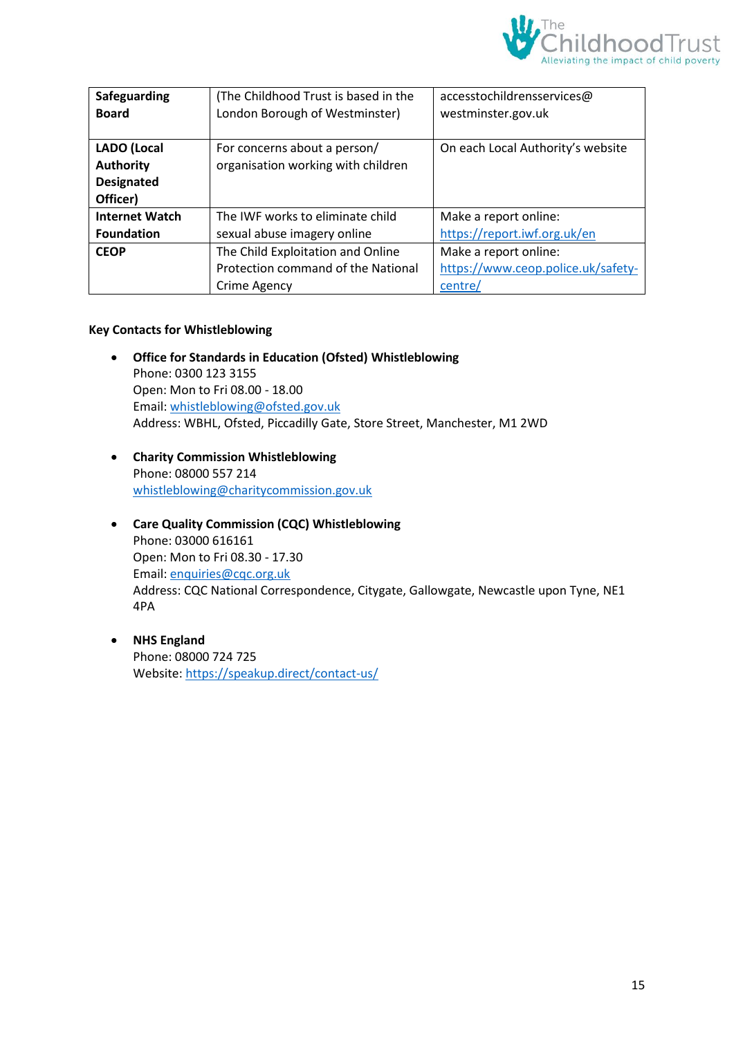| Safeguarding Board | (The Childhood Trust is based in the London Borough of Westminster) | accesstochildrensservices@westminster.gov.uk |
|---|---|---|
| LADO (Local Authority Designated Officer) | For concerns about a person/ organisation working with children | On each Local Authority's website |
| Internet Watch Foundation | The IWF works to eliminate child sexual abuse imagery online | Make a report online: https://report.iwf.org.uk/en |
| CEOP | The Child Exploitation and Online Protection command of the National Crime Agency | Make a report online: https://www.ceop.police.uk/safety-centre/ |

**Key Contacts for Whistleblowing**

- **Office for Standards in Education (Ofsted) Whistleblowing**
  Phone: 0300 123 3155
  Open: Mon to Fri 08.00 - 18.00
  Email: whistleblowing@ofsted.gov.uk
  Address: WBHL, Ofsted, Piccadilly Gate, Store Street, Manchester, M1 2WD

- **Charity Commission Whistleblowing**
  Phone: 08000 557 214
  whistleblowing@charitycommission.gov.uk

- **Care Quality Commission (CQC) Whistleblowing**
  Phone: 03000 616161
  Open: Mon to Fri 08.30 - 17.30
  Email: enquiries@cqc.org.uk
  Address: CQC National Correspondence, Citygate, Gallowgate, Newcastle upon Tyne, NE1 4PA

- **NHS England**
  Phone: 08000 724 725
  Website: https://speakup.direct/contact-us/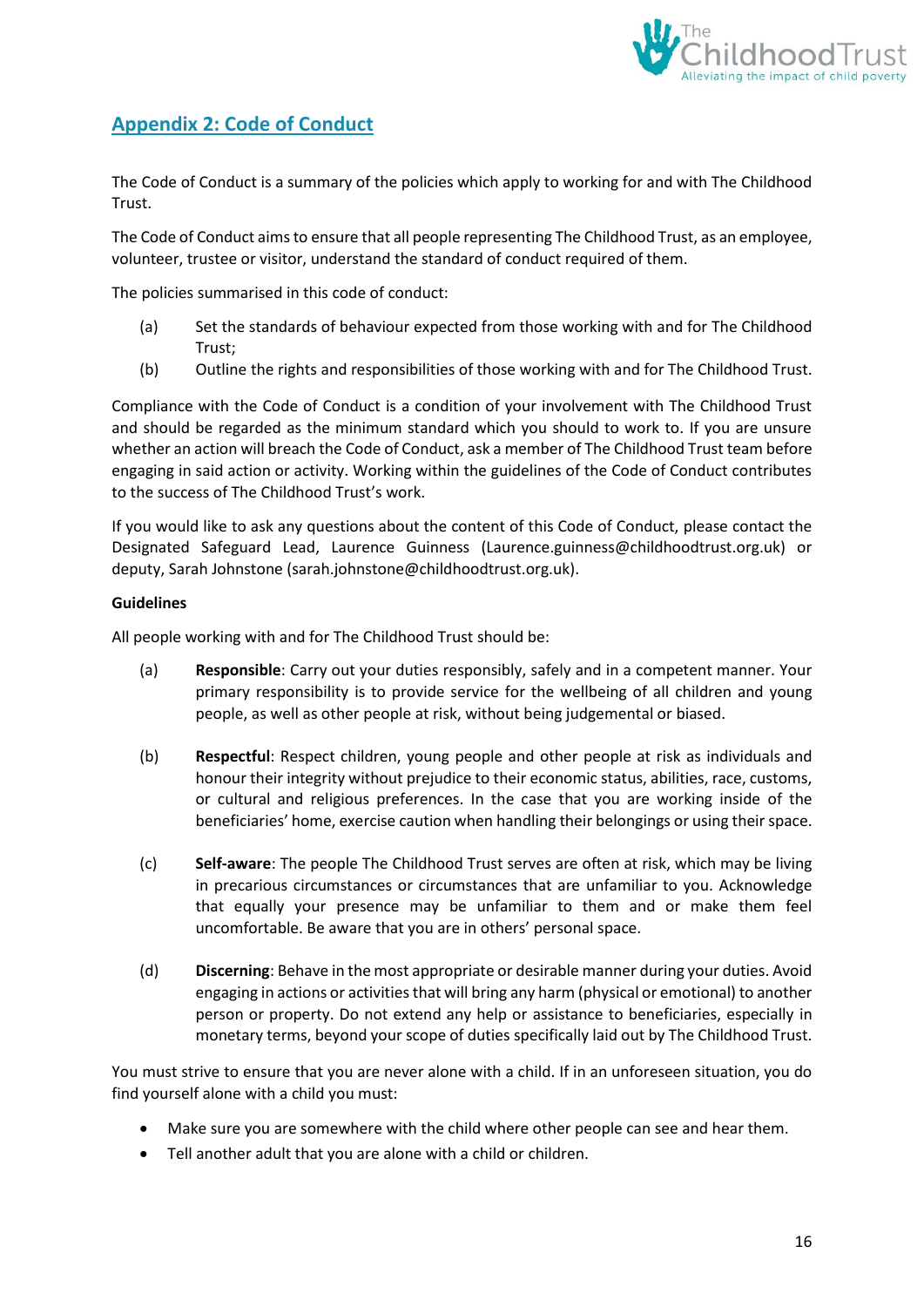## Appendix 2: Code of Conduct

The Code of Conduct is a summary of the policies which apply to working for and with The Childhood Trust.

The Code of Conduct aims to ensure that all people representing The Childhood Trust, as an employee, volunteer, trustee or visitor, understand the standard of conduct required of them.

The policies summarised in this code of conduct:

(a) Set the standards of behaviour expected from those working with and for The Childhood Trust;

(b) Outline the rights and responsibilities of those working with and for The Childhood Trust.

Compliance with the Code of Conduct is a condition of your involvement with The Childhood Trust and should be regarded as the minimum standard which you should to work to. If you are unsure whether an action will breach the Code of Conduct, ask a member of The Childhood Trust team before engaging in said action or activity. Working within the guidelines of the Code of Conduct contributes to the success of The Childhood Trust's work.

If you would like to ask any questions about the content of this Code of Conduct, please contact the Designated Safeguard Lead, Laurence Guinness (Laurence.guinness@childhoodtrust.org.uk) or deputy, Sarah Johnstone (sarah.johnstone@childhoodtrust.org.uk).

**Guidelines**

All people working with and for The Childhood Trust should be:

(a) **Responsible**: Carry out your duties responsibly, safely and in a competent manner. Your primary responsibility is to provide service for the wellbeing of all children and young people, as well as other people at risk, without being judgemental or biased.

(b) **Respectful**: Respect children, young people and other people at risk as individuals and honour their integrity without prejudice to their economic status, abilities, race, customs, or cultural and religious preferences. In the case that you are working inside of the beneficiaries' home, exercise caution when handling their belongings or using their space.

(c) **Self-aware**: The people The Childhood Trust serves are often at risk, which may be living in precarious circumstances or circumstances that are unfamiliar to you. Acknowledge that equally your presence may be unfamiliar to them and or make them feel uncomfortable. Be aware that you are in others' personal space.

(d) **Discerning**: Behave in the most appropriate or desirable manner during your duties. Avoid engaging in actions or activities that will bring any harm (physical or emotional) to another person or property. Do not extend any help or assistance to beneficiaries, especially in monetary terms, beyond your scope of duties specifically laid out by The Childhood Trust.

You must strive to ensure that you are never alone with a child. If in an unforeseen situation, you do find yourself alone with a child you must:

- Make sure you are somewhere with the child where other people can see and hear them.
- Tell another adult that you are alone with a child or children.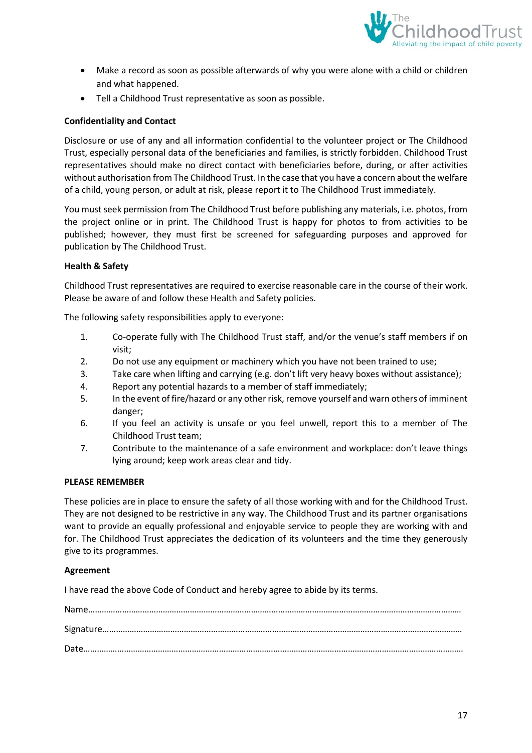- Make a record as soon as possible afterwards of why you were alone with a child or children and what happened.
- Tell a Childhood Trust representative as soon as possible.

**Confidentiality and Contact**

Disclosure or use of any and all information confidential to the volunteer project or The Childhood Trust, especially personal data of the beneficiaries and families, is strictly forbidden. Childhood Trust representatives should make no direct contact with beneficiaries before, during, or after activities without authorisation from The Childhood Trust. In the case that you have a concern about the welfare of a child, young person, or adult at risk, please report it to The Childhood Trust immediately.

You must seek permission from The Childhood Trust before publishing any materials, i.e. photos, from the project online or in print. The Childhood Trust is happy for photos to from activities to be published; however, they must first be screened for safeguarding purposes and approved for publication by The Childhood Trust.

**Health & Safety**

Childhood Trust representatives are required to exercise reasonable care in the course of their work. Please be aware of and follow these Health and Safety policies.

The following safety responsibilities apply to everyone:

1. Co-operate fully with The Childhood Trust staff, and/or the venue's staff members if on visit;
2. Do not use any equipment or machinery which you have not been trained to use;
3. Take care when lifting and carrying (e.g. don't lift very heavy boxes without assistance);
4. Report any potential hazards to a member of staff immediately;
5. In the event of fire/hazard or any other risk, remove yourself and warn others of imminent danger;
6. If you feel an activity is unsafe or you feel unwell, report this to a member of The Childhood Trust team;
7. Contribute to the maintenance of a safe environment and workplace: don't leave things lying around; keep work areas clear and tidy.

**PLEASE REMEMBER**

These policies are in place to ensure the safety of all those working with and for the Childhood Trust. They are not designed to be restrictive in any way. The Childhood Trust and its partner organisations want to provide an equally professional and enjoyable service to people they are working with and for. The Childhood Trust appreciates the dedication of its volunteers and the time they generously give to its programmes.

**Agreement**

I have read the above Code of Conduct and hereby agree to abide by its terms.

Name……………………………………………………………………………………………………………………………………………

Signature……………………………………………………………………………………………………………………………………

Date……………………………………………………………………………………………………………………………………………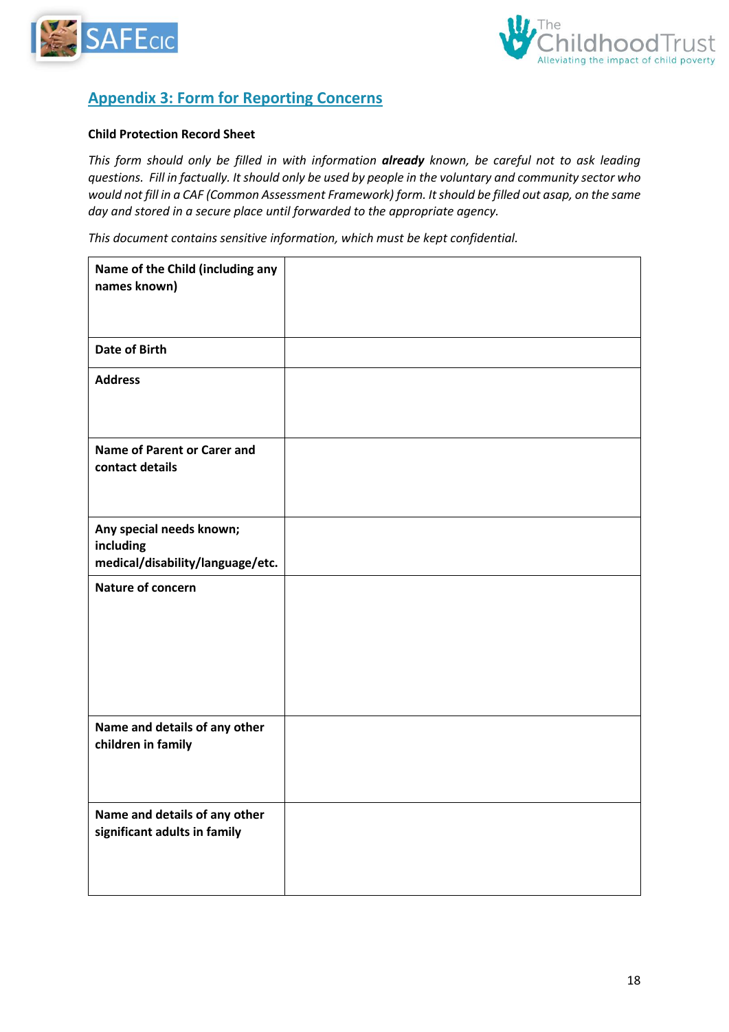## Appendix 3: Form for Reporting Concerns

**Child Protection Record Sheet**

*This form should only be filled in with information **already** known, be careful not to ask leading questions. Fill in factually. It should only be used by people in the voluntary and community sector who would not fill in a CAF (Common Assessment Framework) form. It should be filled out asap, on the same day and stored in a secure place until forwarded to the appropriate agency.*

*This document contains sensitive information, which must be kept confidential.*

| | |
|---|---|
| **Name of the Child (including any names known)** | |
| **Date of Birth** | |
| **Address** | |
| **Name of Parent or Carer and contact details** | |
| **Any special needs known; including medical/disability/language/etc.** | |
| **Nature of concern** | |
| **Name and details of any other children in family** | |
| **Name and details of any other significant adults in family** | |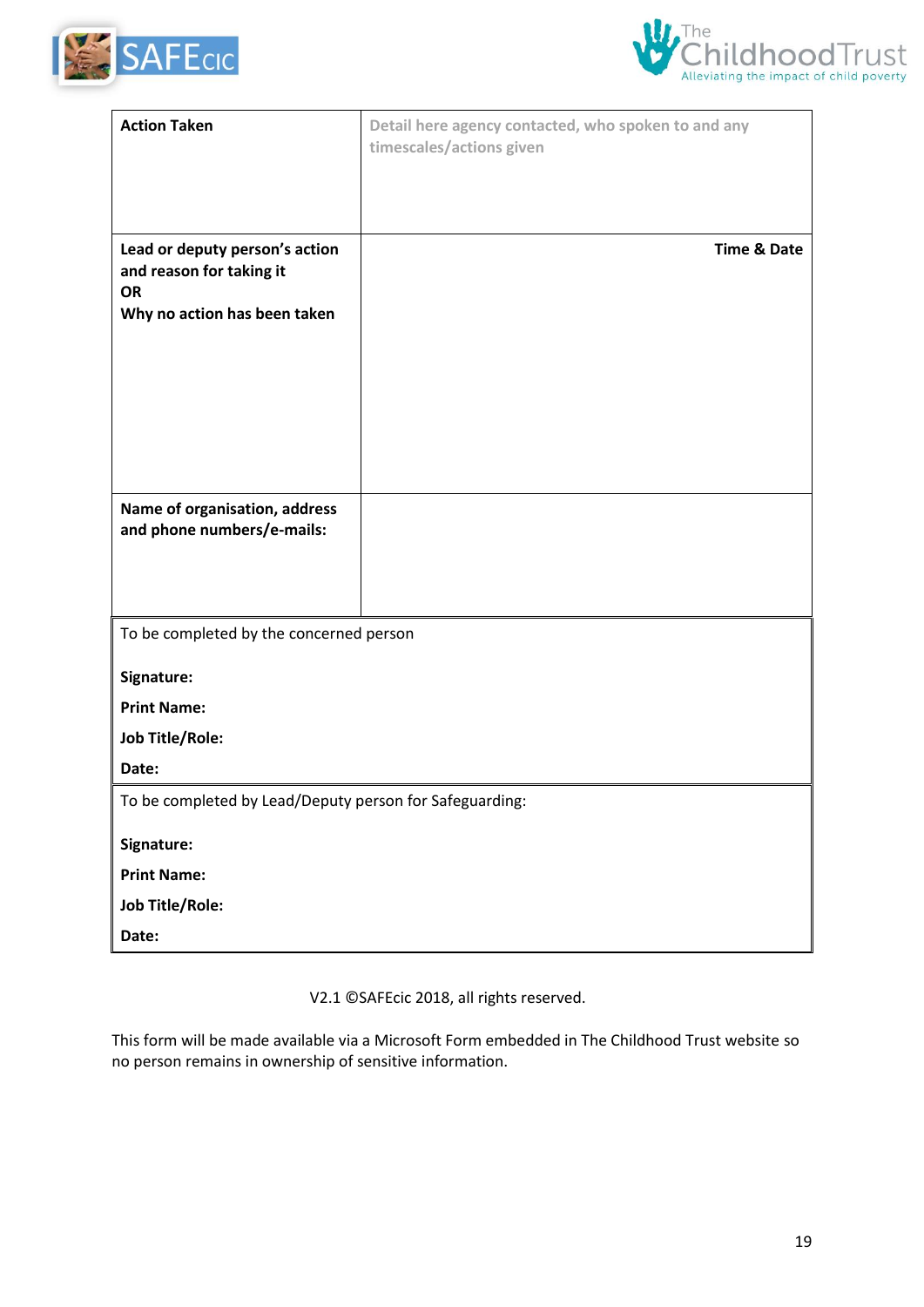| **Action Taken** | Detail here agency contacted, who spoken to and any timescales/actions given |
|---|---|
| **Lead or deputy person's action and reason for taking it**<br>**OR**<br>**Why no action has been taken** | **Time & Date** |
| **Name of organisation, address and phone numbers/e-mails:** | |

| To be completed by the concerned person |
|---|
| **Signature:** |
| **Print Name:** |
| **Job Title/Role:** |
| **Date:** |

| To be completed by Lead/Deputy person for Safeguarding: |
|---|
| **Signature:** |
| **Print Name:** |
| **Job Title/Role:** |
| **Date:** |

V2.1 ©SAFEcic 2018, all rights reserved.

This form will be made available via a Microsoft Form embedded in The Childhood Trust website so no person remains in ownership of sensitive information.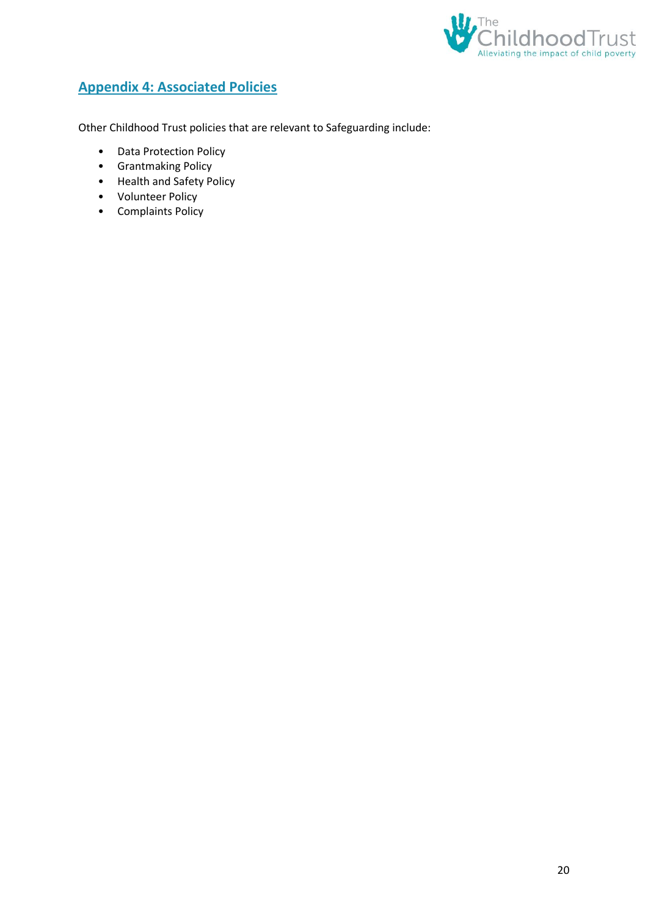## Appendix 4: Associated Policies

Other Childhood Trust policies that are relevant to Safeguarding include:

- Data Protection Policy
- Grantmaking Policy
- Health and Safety Policy
- Volunteer Policy
- Complaints Policy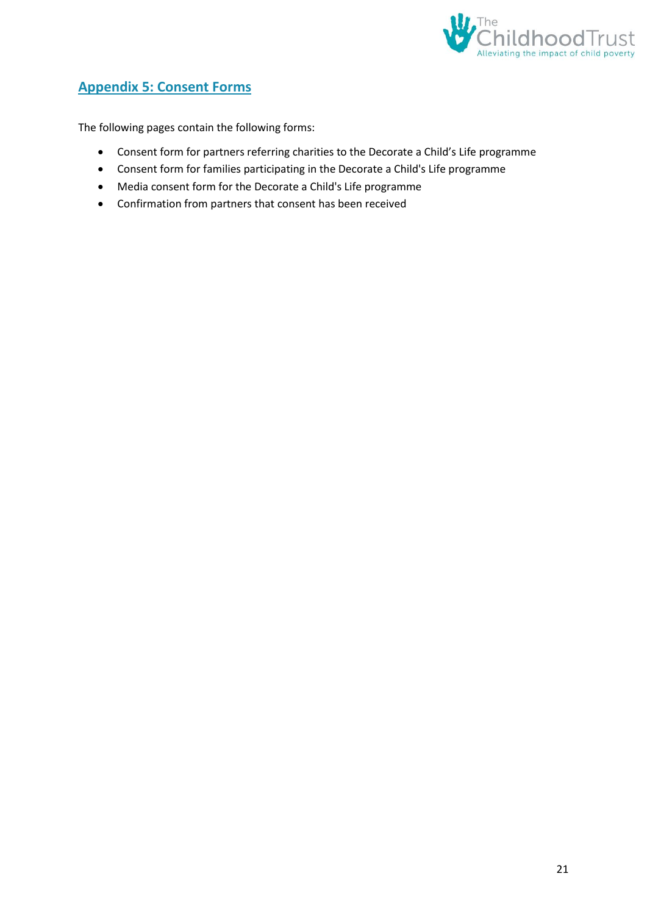## Appendix 5: Consent Forms

The following pages contain the following forms:

- Consent form for partners referring charities to the Decorate a Child's Life programme
- Consent form for families participating in the Decorate a Child's Life programme
- Media consent form for the Decorate a Child's Life programme
- Confirmation from partners that consent has been received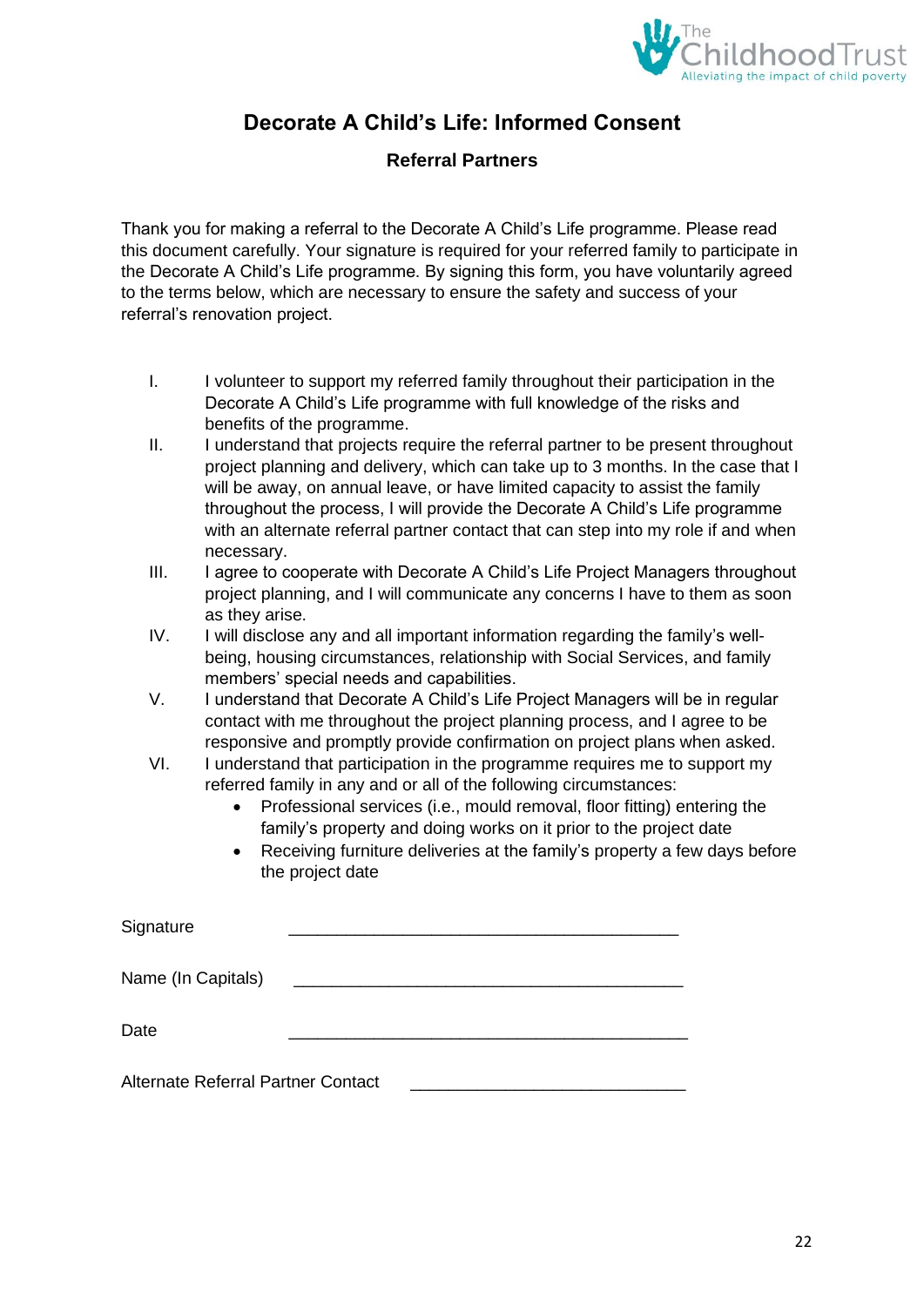# Decorate A Child's Life: Informed Consent

## Referral Partners

Thank you for making a referral to the Decorate A Child's Life programme. Please read this document carefully. Your signature is required for your referred family to participate in the Decorate A Child's Life programme. By signing this form, you have voluntarily agreed to the terms below, which are necessary to ensure the safety and success of your referral's renovation project.

I. I volunteer to support my referred family throughout their participation in the Decorate A Child's Life programme with full knowledge of the risks and benefits of the programme.

II. I understand that projects require the referral partner to be present throughout project planning and delivery, which can take up to 3 months. In the case that I will be away, on annual leave, or have limited capacity to assist the family throughout the process, I will provide the Decorate A Child's Life programme with an alternate referral partner contact that can step into my role if and when necessary.

III. I agree to cooperate with Decorate A Child's Life Project Managers throughout project planning, and I will communicate any concerns I have to them as soon as they arise.

IV. I will disclose any and all important information regarding the family's well-being, housing circumstances, relationship with Social Services, and family members' special needs and capabilities.

V. I understand that Decorate A Child's Life Project Managers will be in regular contact with me throughout the project planning process, and I agree to be responsive and promptly provide confirmation on project plans when asked.

VI. I understand that participation in the programme requires me to support my referred family in any and or all of the following circumstances:
   - Professional services (i.e., mould removal, floor fitting) entering the family's property and doing works on it prior to the project date
   - Receiving furniture deliveries at the family's property a few days before the project date

Signature ________________________________________

Name (In Capitals) ________________________________________

Date ________________________________________

Alternate Referral Partner Contact ____________________________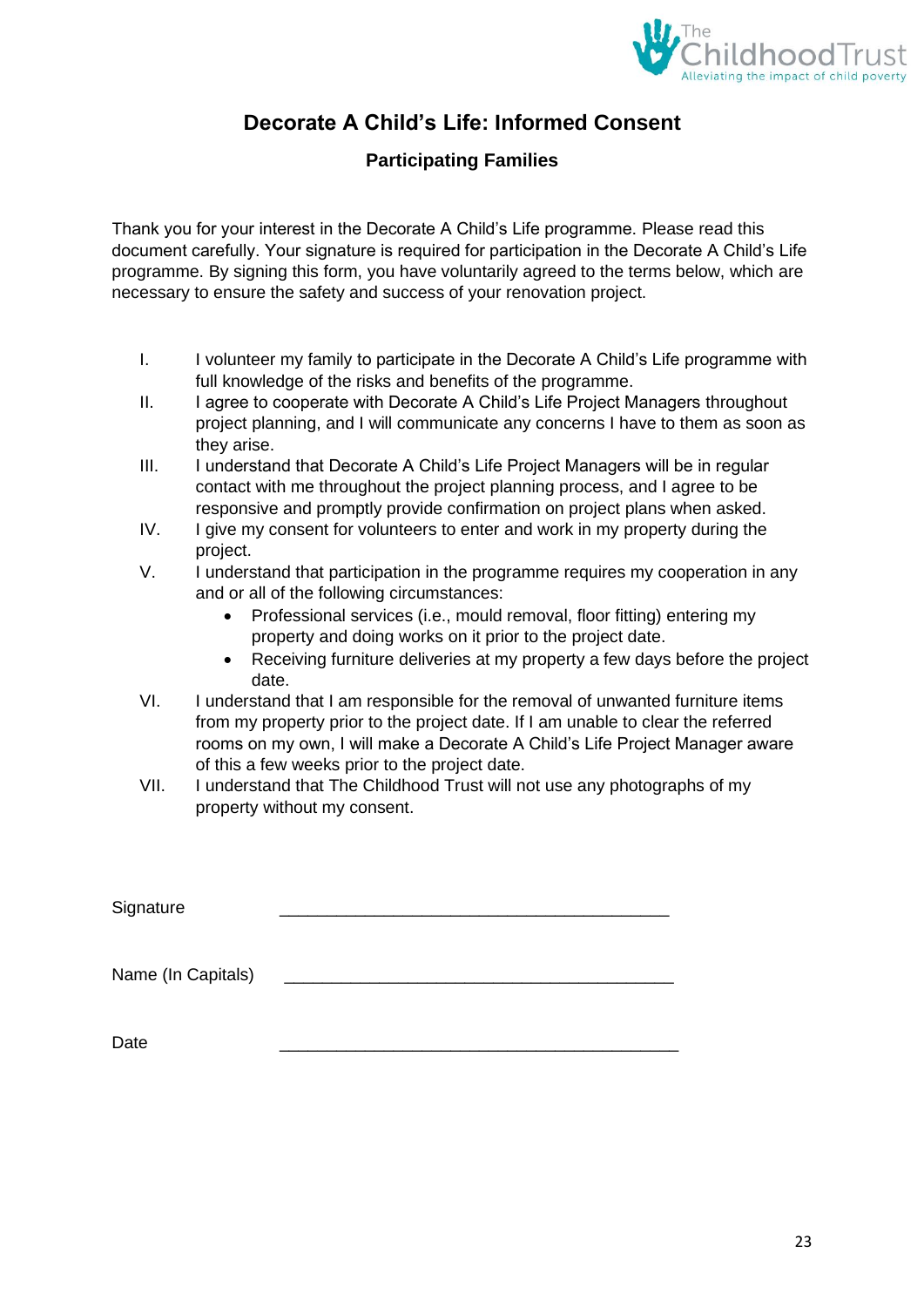# Decorate A Child's Life: Informed Consent

## Participating Families

Thank you for your interest in the Decorate A Child's Life programme. Please read this document carefully. Your signature is required for participation in the Decorate A Child's Life programme. By signing this form, you have voluntarily agreed to the terms below, which are necessary to ensure the safety and success of your renovation project.

I. I volunteer my family to participate in the Decorate A Child's Life programme with full knowledge of the risks and benefits of the programme.

II. I agree to cooperate with Decorate A Child's Life Project Managers throughout project planning, and I will communicate any concerns I have to them as soon as they arise.

III. I understand that Decorate A Child's Life Project Managers will be in regular contact with me throughout the project planning process, and I agree to be responsive and promptly provide confirmation on project plans when asked.

IV. I give my consent for volunteers to enter and work in my property during the project.

V. I understand that participation in the programme requires my cooperation in any and or all of the following circumstances:
   - Professional services (i.e., mould removal, floor fitting) entering my property and doing works on it prior to the project date.
   - Receiving furniture deliveries at my property a few days before the project date.

VI. I understand that I am responsible for the removal of unwanted furniture items from my property prior to the project date. If I am unable to clear the referred rooms on my own, I will make a Decorate A Child's Life Project Manager aware of this a few weeks prior to the project date.

VII. I understand that The Childhood Trust will not use any photographs of my property without my consent.

Signature ________________________________________

Name (In Capitals) ________________________________________

Date ________________________________________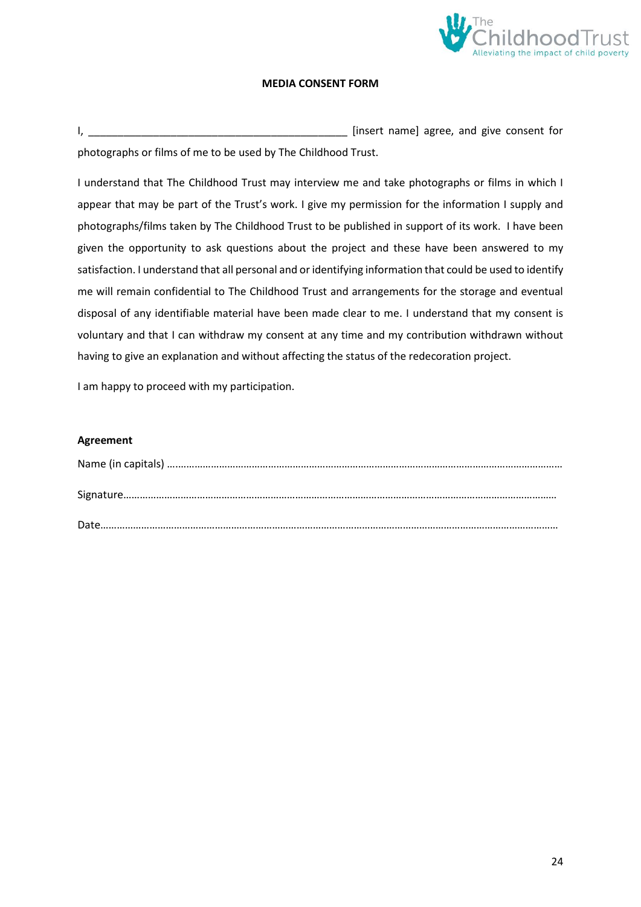**MEDIA CONSENT FORM**

I, _____________________________________________ [insert name] agree, and give consent for photographs or films of me to be used by The Childhood Trust.

I understand that The Childhood Trust may interview me and take photographs or films in which I appear that may be part of the Trust's work. I give my permission for the information I supply and photographs/films taken by The Childhood Trust to be published in support of its work. I have been given the opportunity to ask questions about the project and these have been answered to my satisfaction. I understand that all personal and or identifying information that could be used to identify me will remain confidential to The Childhood Trust and arrangements for the storage and eventual disposal of any identifiable material have been made clear to me. I understand that my consent is voluntary and that I can withdraw my consent at any time and my contribution withdrawn without having to give an explanation and without affecting the status of the redecoration project.

I am happy to proceed with my participation.

**Agreement**

Name (in capitals) …………………………………………………………………………………………………………………………

Signature……………………………………………………………………………………………………………………………………

Date…………………………………………………………………………………………………………………………………………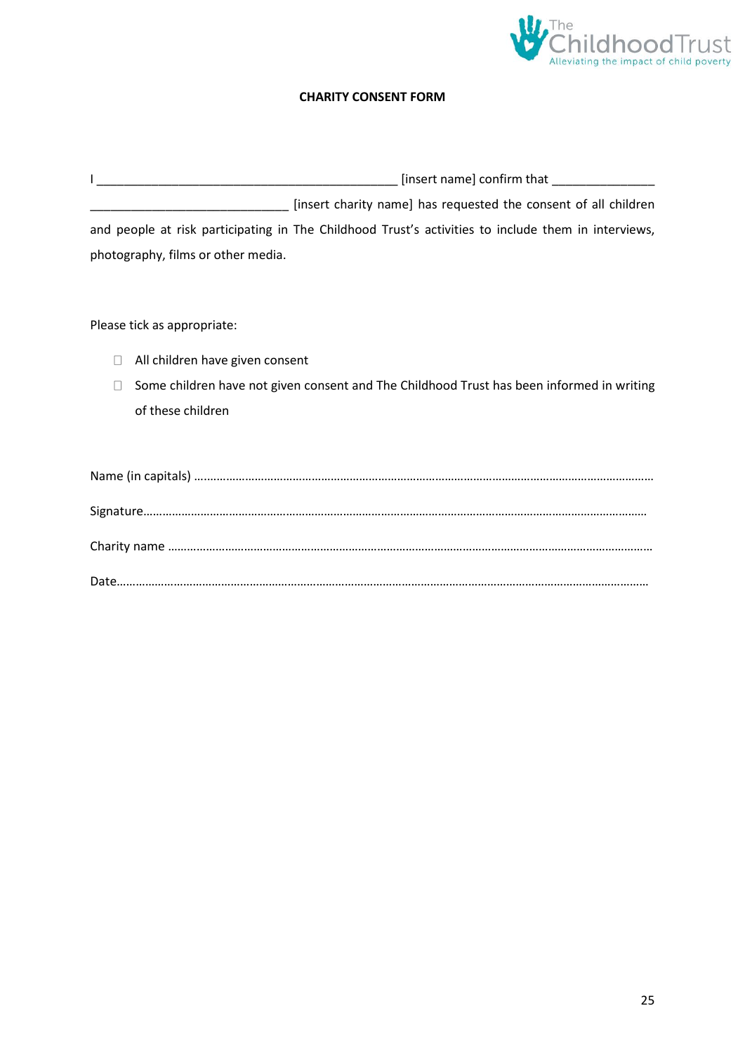**CHARITY CONSENT FORM**

I _____________________________________________ [insert name] confirm that _______________ ______________________________ [insert charity name] has requested the consent of all children and people at risk participating in The Childhood Trust's activities to include them in interviews, photography, films or other media.

Please tick as appropriate:

- ☐ All children have given consent
- ☐ Some children have not given consent and The Childhood Trust has been informed in writing of these children

Name (in capitals) ……………………………………………………………………………………………………………………………

Signature…………………………………………………………………………………………………………………………………………

Charity name ………………………………………………………………………………………………………………………………

Date……………………………………………………………………………………………………………………………………………